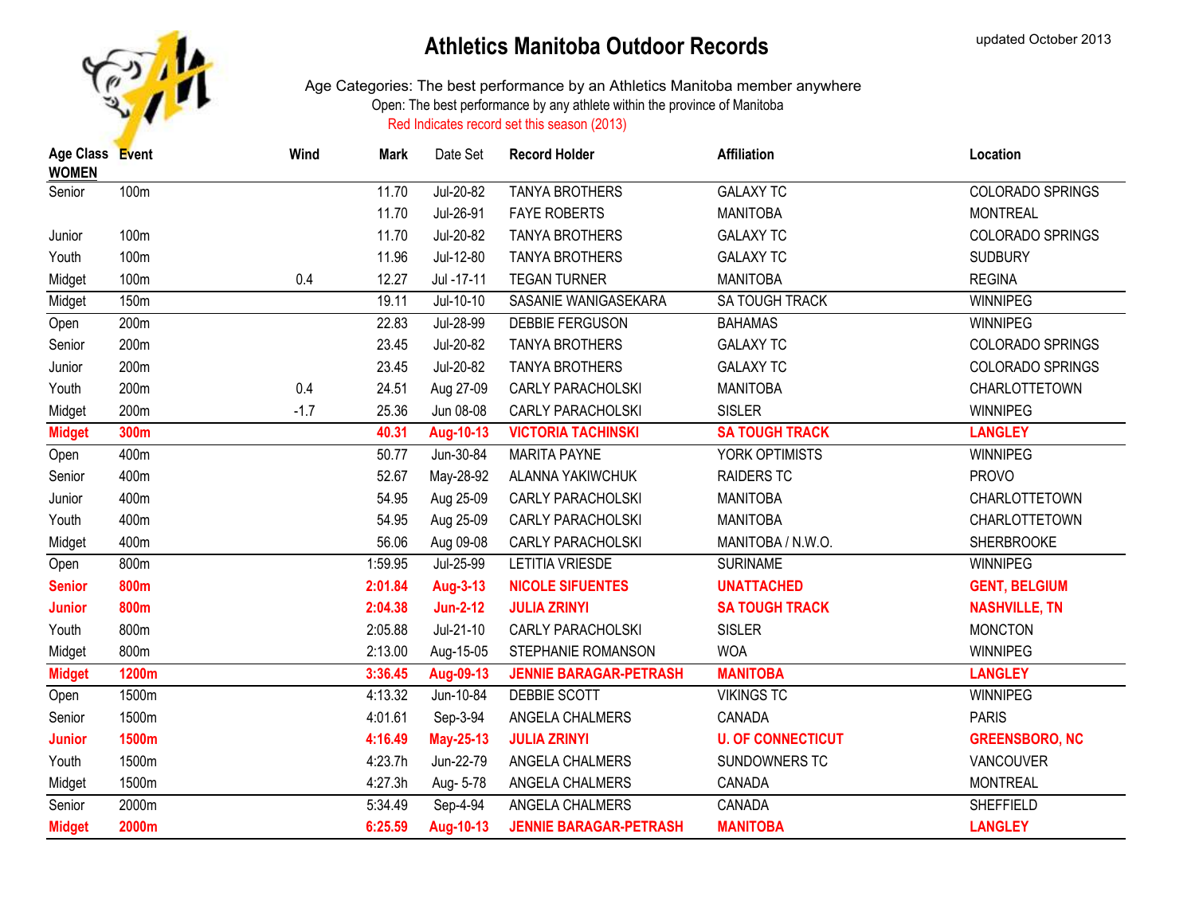# Athletics Manitoba Outdoor Records

updated October 2013

Age Categories: The best performance by an Athletics Manitoba member anywhere

Open: The best performance by any athlete within the province of Manitoba

Red Indicates record set this season (2013)

| Age Class | Event | Wind | Mark | Date Set | Record Holder | Affiliation | Location |
|---|---|---|---|---|---|---|---|
| **WOMEN** | | | | | | | |
| Senior | 100m | | 11.70 | Jul-20-82 | TANYA BROTHERS | GALAXY TC | COLORADO SPRINGS |
| | | | 11.70 | Jul-26-91 | FAYE ROBERTS | MANITOBA | MONTREAL |
| Junior | 100m | | 11.70 | Jul-20-82 | TANYA BROTHERS | GALAXY TC | COLORADO SPRINGS |
| Youth | 100m | | 11.96 | Jul-12-80 | TANYA BROTHERS | GALAXY TC | SUDBURY |
| Midget | 100m | 0.4 | 12.27 | Jul -17-11 | TEGAN TURNER | MANITOBA | REGINA |
| Midget | 150m | | 19.11 | Jul-10-10 | SASANIE WANIGASEKARA | SA TOUGH TRACK | WINNIPEG |
| Open | 200m | | 22.83 | Jul-28-99 | DEBBIE FERGUSON | BAHAMAS | WINNIPEG |
| Senior | 200m | | 23.45 | Jul-20-82 | TANYA BROTHERS | GALAXY TC | COLORADO SPRINGS |
| Junior | 200m | | 23.45 | Jul-20-82 | TANYA BROTHERS | GALAXY TC | COLORADO SPRINGS |
| Youth | 200m | 0.4 | 24.51 | Aug 27-09 | CARLY PARACHOLSKI | MANITOBA | CHARLOTTETOWN |
| Midget | 200m | -1.7 | 25.36 | Jun 08-08 | CARLY PARACHOLSKI | SISLER | WINNIPEG |
| **Midget** | **300m** | | **40.31** | **Aug-10-13** | **VICTORIA TACHINSKI** | **SA TOUGH TRACK** | **LANGLEY** |
| Open | 400m | | 50.77 | Jun-30-84 | MARITA PAYNE | YORK OPTIMISTS | WINNIPEG |
| Senior | 400m | | 52.67 | May-28-92 | ALANNA YAKIWCHUK | RAIDERS TC | PROVO |
| Junior | 400m | | 54.95 | Aug 25-09 | CARLY PARACHOLSKI | MANITOBA | CHARLOTTETOWN |
| Youth | 400m | | 54.95 | Aug 25-09 | CARLY PARACHOLSKI | MANITOBA | CHARLOTTETOWN |
| Midget | 400m | | 56.06 | Aug 09-08 | CARLY PARACHOLSKI | MANITOBA / N.W.O. | SHERBROOKE |
| Open | 800m | | 1:59.95 | Jul-25-99 | LETITIA VRIESDE | SURINAME | WINNIPEG |
| **Senior** | **800m** | | **2:01.84** | **Aug-3-13** | **NICOLE SIFUENTES** | **UNATTACHED** | **GENT, BELGIUM** |
| **Junior** | **800m** | | **2:04.38** | **Jun-2-12** | **JULIA ZRINYI** | **SA TOUGH TRACK** | **NASHVILLE, TN** |
| Youth | 800m | | 2:05.88 | Jul-21-10 | CARLY PARACHOLSKI | SISLER | MONCTON |
| Midget | 800m | | 2:13.00 | Aug-15-05 | STEPHANIE ROMANSON | WOA | WINNIPEG |
| **Midget** | **1200m** | | **3:36.45** | **Aug-09-13** | **JENNIE BARAGAR-PETRASH** | **MANITOBA** | **LANGLEY** |
| Open | 1500m | | 4:13.32 | Jun-10-84 | DEBBIE SCOTT | VIKINGS TC | WINNIPEG |
| Senior | 1500m | | 4:01.61 | Sep-3-94 | ANGELA CHALMERS | CANADA | PARIS |
| **Junior** | **1500m** | | **4:16.49** | **May-25-13** | **JULIA ZRINYI** | **U. OF CONNECTICUT** | **GREENSBORO, NC** |
| Youth | 1500m | | 4:23.7h | Jun-22-79 | ANGELA CHALMERS | SUNDOWNERS TC | VANCOUVER |
| Midget | 1500m | | 4:27.3h | Aug- 5-78 | ANGELA CHALMERS | CANADA | MONTREAL |
| Senior | 2000m | | 5:34.49 | Sep-4-94 | ANGELA CHALMERS | CANADA | SHEFFIELD |
| **Midget** | **2000m** | | **6:25.59** | **Aug-10-13** | **JENNIE BARAGAR-PETRASH** | **MANITOBA** | **LANGLEY** |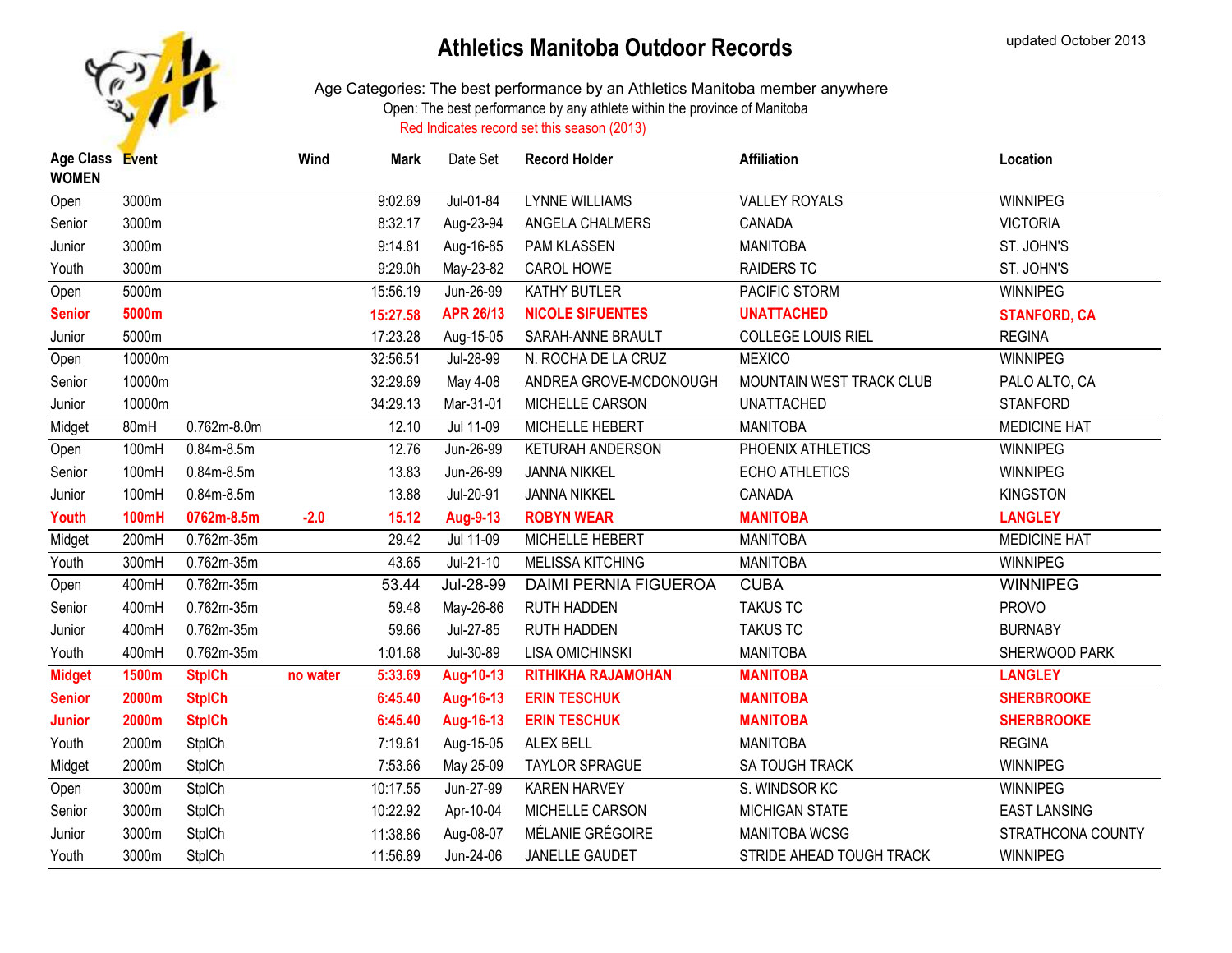# Athletics Manitoba Outdoor Records

updated October 2013

Age Categories: The best performance by an Athletics Manitoba member anywhere

Open: The best performance by any athlete within the province of Manitoba

Red Indicates record set this season (2013)

| Age Class | Event | | Wind | Mark | Date Set | Record Holder | Affiliation | Location |
|---|---|---|---|---|---|---|---|---|
| **WOMEN** | | | | | | | | |
| Open | 3000m | | | 9:02.69 | Jul-01-84 | LYNNE WILLIAMS | VALLEY ROYALS | WINNIPEG |
| Senior | 3000m | | | 8:32.17 | Aug-23-94 | ANGELA CHALMERS | CANADA | VICTORIA |
| Junior | 3000m | | | 9:14.81 | Aug-16-85 | PAM KLASSEN | MANITOBA | ST. JOHN'S |
| Youth | 3000m | | | 9:29.0h | May-23-82 | CAROL HOWE | RAIDERS TC | ST. JOHN'S |
| Open | 5000m | | | 15:56.19 | Jun-26-99 | KATHY BUTLER | PACIFIC STORM | WINNIPEG |
| **Senior** | **5000m** | | | **15:27.58** | **APR 26/13** | **NICOLE SIFUENTES** | **UNATTACHED** | **STANFORD, CA** |
| Junior | 5000m | | | 17:23.28 | Aug-15-05 | SARAH-ANNE BRAULT | COLLEGE LOUIS RIEL | REGINA |
| Open | 10000m | | | 32:56.51 | Jul-28-99 | N. ROCHA DE LA CRUZ | MEXICO | WINNIPEG |
| Senior | 10000m | | | 32:29.69 | May 4-08 | ANDREA GROVE-MCDONOUGH | MOUNTAIN WEST TRACK CLUB | PALO ALTO, CA |
| Junior | 10000m | | | 34:29.13 | Mar-31-01 | MICHELLE CARSON | UNATTACHED | STANFORD |
| Midget | 80mH | 0.762m-8.0m | | 12.10 | Jul 11-09 | MICHELLE HEBERT | MANITOBA | MEDICINE HAT |
| Open | 100mH | 0.84m-8.5m | | 12.76 | Jun-26-99 | KETURAH ANDERSON | PHOENIX ATHLETICS | WINNIPEG |
| Senior | 100mH | 0.84m-8.5m | | 13.83 | Jun-26-99 | JANNA NIKKEL | ECHO ATHLETICS | WINNIPEG |
| Junior | 100mH | 0.84m-8.5m | | 13.88 | Jul-20-91 | JANNA NIKKEL | CANADA | KINGSTON |
| **Youth** | **100mH** | **0762m-8.5m** | **-2.0** | **15.12** | **Aug-9-13** | **ROBYN WEAR** | **MANITOBA** | **LANGLEY** |
| Midget | 200mH | 0.762m-35m | | 29.42 | Jul 11-09 | MICHELLE HEBERT | MANITOBA | MEDICINE HAT |
| Youth | 300mH | 0.762m-35m | | 43.65 | Jul-21-10 | MELISSA KITCHING | MANITOBA | WINNIPEG |
| Open | 400mH | 0.762m-35m | | 53.44 | Jul-28-99 | DAIMI PERNIA FIGUEROA | CUBA | WINNIPEG |
| Senior | 400mH | 0.762m-35m | | 59.48 | May-26-86 | RUTH HADDEN | TAKUS TC | PROVO |
| Junior | 400mH | 0.762m-35m | | 59.66 | Jul-27-85 | RUTH HADDEN | TAKUS TC | BURNABY |
| Youth | 400mH | 0.762m-35m | | 1:01.68 | Jul-30-89 | LISA OMICHINSKI | MANITOBA | SHERWOOD PARK |
| **Midget** | **1500m** | **StplCh** | **no water** | **5:33.69** | **Aug-10-13** | **RITHIKHA RAJAMOHAN** | **MANITOBA** | **LANGLEY** |
| **Senior** | **2000m** | **StplCh** | | **6:45.40** | **Aug-16-13** | **ERIN TESCHUK** | **MANITOBA** | **SHERBROOKE** |
| **Junior** | **2000m** | **StplCh** | | **6:45.40** | **Aug-16-13** | **ERIN TESCHUK** | **MANITOBA** | **SHERBROOKE** |
| Youth | 2000m | StplCh | | 7:19.61 | Aug-15-05 | ALEX BELL | MANITOBA | REGINA |
| Midget | 2000m | StplCh | | 7:53.66 | May 25-09 | TAYLOR SPRAGUE | SA TOUGH TRACK | WINNIPEG |
| Open | 3000m | StplCh | | 10:17.55 | Jun-27-99 | KAREN HARVEY | S. WINDSOR KC | WINNIPEG |
| Senior | 3000m | StplCh | | 10:22.92 | Apr-10-04 | MICHELLE CARSON | MICHIGAN STATE | EAST LANSING |
| Junior | 3000m | StplCh | | 11:38.86 | Aug-08-07 | MÉLANIE GRÉGOIRE | MANITOBA WCSG | STRATHCONA COUNTY |
| Youth | 3000m | StplCh | | 11:56.89 | Jun-24-06 | JANELLE GAUDET | STRIDE AHEAD TOUGH TRACK | WINNIPEG |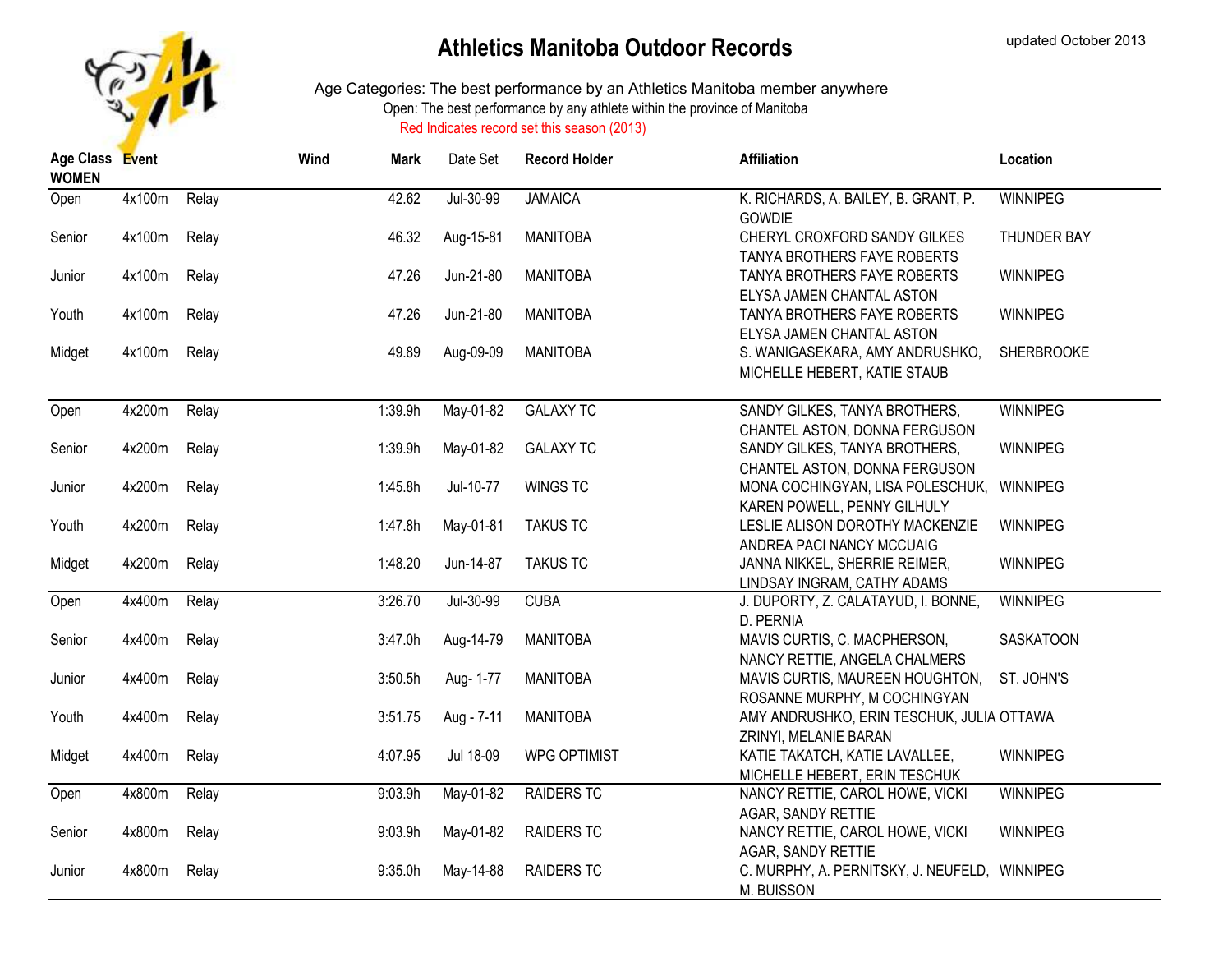# Athletics Manitoba Outdoor Records

updated October 2013

Age Categories: The best performance by an Athletics Manitoba member anywhere

Open: The best performance by any athlete within the province of Manitoba

Red Indicates record set this season (2013)

| Age Class WOMEN | Event | | Wind | Mark | Date Set | Record Holder | Affiliation | Location |
|---|---|---|---|---|---|---|---|---|
| Open | 4x100m | Relay | | 42.62 | Jul-30-99 | JAMAICA | K. RICHARDS, A. BAILEY, B. GRANT, P. GOWDIE | WINNIPEG |
| Senior | 4x100m | Relay | | 46.32 | Aug-15-81 | MANITOBA | CHERYL CROXFORD SANDY GILKES TANYA BROTHERS FAYE ROBERTS | THUNDER BAY |
| Junior | 4x100m | Relay | | 47.26 | Jun-21-80 | MANITOBA | TANYA BROTHERS FAYE ROBERTS ELYSA JAMEN CHANTAL ASTON | WINNIPEG |
| Youth | 4x100m | Relay | | 47.26 | Jun-21-80 | MANITOBA | TANYA BROTHERS FAYE ROBERTS ELYSA JAMEN CHANTAL ASTON | WINNIPEG |
| Midget | 4x100m | Relay | | 49.89 | Aug-09-09 | MANITOBA | S. WANIGASEKARA, AMY ANDRUSHKO, MICHELLE HEBERT, KATIE STAUB | SHERBROOKE |
| Open | 4x200m | Relay | | 1:39.9h | May-01-82 | GALAXY TC | SANDY GILKES, TANYA BROTHERS, CHANTEL ASTON, DONNA FERGUSON | WINNIPEG |
| Senior | 4x200m | Relay | | 1:39.9h | May-01-82 | GALAXY TC | SANDY GILKES, TANYA BROTHERS, CHANTEL ASTON, DONNA FERGUSON | WINNIPEG |
| Junior | 4x200m | Relay | | 1:45.8h | Jul-10-77 | WINGS TC | MONA COCHINGYAN, LISA POLESCHUK, KAREN POWELL, PENNY GILHULY | WINNIPEG |
| Youth | 4x200m | Relay | | 1:47.8h | May-01-81 | TAKUS TC | LESLIE ALISON DOROTHY MACKENZIE ANDREA PACI NANCY MCCUAIG | WINNIPEG |
| Midget | 4x200m | Relay | | 1:48.20 | Jun-14-87 | TAKUS TC | JANNA NIKKEL, SHERRIE REIMER, LINDSAY INGRAM, CATHY ADAMS | WINNIPEG |
| Open | 4x400m | Relay | | 3:26.70 | Jul-30-99 | CUBA | J. DUPORTY, Z. CALATAYUD, I. BONNE, D. PERNIA | WINNIPEG |
| Senior | 4x400m | Relay | | 3:47.0h | Aug-14-79 | MANITOBA | MAVIS CURTIS, C. MACPHERSON, NANCY RETTIE, ANGELA CHALMERS | SASKATOON |
| Junior | 4x400m | Relay | | 3:50.5h | Aug- 1-77 | MANITOBA | MAVIS CURTIS, MAUREEN HOUGHTON, ROSANNE MURPHY, M COCHINGYAN | ST. JOHN'S |
| Youth | 4x400m | Relay | | 3:51.75 | Aug - 7-11 | MANITOBA | AMY ANDRUSHKO, ERIN TESCHUK, JULIA ZRINYI, MELANIE BARAN | OTTAWA |
| Midget | 4x400m | Relay | | 4:07.95 | Jul 18-09 | WPG OPTIMIST | KATIE TAKATCH, KATIE LAVALLEE, MICHELLE HEBERT, ERIN TESCHUK | WINNIPEG |
| Open | 4x800m | Relay | | 9:03.9h | May-01-82 | RAIDERS TC | NANCY RETTIE, CAROL HOWE, VICKI AGAR, SANDY RETTIE | WINNIPEG |
| Senior | 4x800m | Relay | | 9:03.9h | May-01-82 | RAIDERS TC | NANCY RETTIE, CAROL HOWE, VICKI AGAR, SANDY RETTIE | WINNIPEG |
| Junior | 4x800m | Relay | | 9:35.0h | May-14-88 | RAIDERS TC | C. MURPHY, A. PERNITSKY, J. NEUFELD, M. BUISSON | WINNIPEG |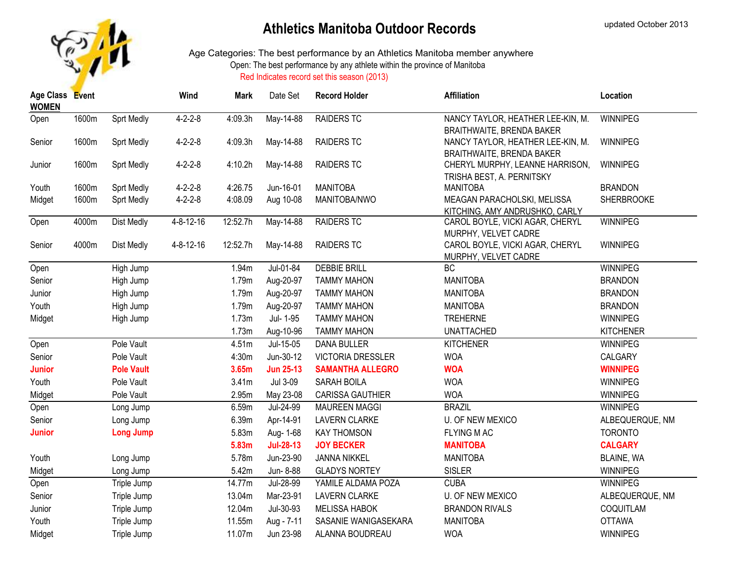# Athletics Manitoba Outdoor Records

updated October 2013

Age Categories: The best performance by an Athletics Manitoba member anywhere

Open: The best performance by any athlete within the province of Manitoba

Red Indicates record set this season (2013)

| Age Class | Event | | Wind | Mark | Date Set | Record Holder | Affiliation | Location |
|---|---|---|---|---|---|---|---|---|
| **WOMEN** | | | | | | | | |
| Open | 1600m | Sprt Medly | 4-2-2-8 | 4:09.3h | May-14-88 | RAIDERS TC | NANCY TAYLOR, HEATHER LEE-KIN, M. BRAITHWAITE, BRENDA BAKER | WINNIPEG |
| Senior | 1600m | Sprt Medly | 4-2-2-8 | 4:09.3h | May-14-88 | RAIDERS TC | NANCY TAYLOR, HEATHER LEE-KIN, M. BRAITHWAITE, BRENDA BAKER | WINNIPEG |
| Junior | 1600m | Sprt Medly | 4-2-2-8 | 4:10.2h | May-14-88 | RAIDERS TC | CHERYL MURPHY, LEANNE HARRISON, TRISHA BEST, A. PERNITSKY | WINNIPEG |
| Youth | 1600m | Sprt Medly | 4-2-2-8 | 4:26.75 | Jun-16-01 | MANITOBA | MANITOBA | BRANDON |
| Midget | 1600m | Sprt Medly | 4-2-2-8 | 4:08.09 | Aug 10-08 | MANITOBA/NWO | MEAGAN PARACHOLSKI, MELISSA KITCHING, AMY ANDRUSHKO, CARLY | SHERBROOKE |
| Open | 4000m | Dist Medly | 4-8-12-16 | 12:52.7h | May-14-88 | RAIDERS TC | CAROL BOYLE, VICKI AGAR, CHERYL MURPHY, VELVET CADRE | WINNIPEG |
| Senior | 4000m | Dist Medly | 4-8-12-16 | 12:52.7h | May-14-88 | RAIDERS TC | CAROL BOYLE, VICKI AGAR, CHERYL MURPHY, VELVET CADRE | WINNIPEG |
| Open | | High Jump | | 1.94m | Jul-01-84 | DEBBIE BRILL | BC | WINNIPEG |
| Senior | | High Jump | | 1.79m | Aug-20-97 | TAMMY MAHON | MANITOBA | BRANDON |
| Junior | | High Jump | | 1.79m | Aug-20-97 | TAMMY MAHON | MANITOBA | BRANDON |
| Youth | | High Jump | | 1.79m | Aug-20-97 | TAMMY MAHON | MANITOBA | BRANDON |
| Midget | | High Jump | | 1.73m | Jul- 1-95 | TAMMY MAHON | TREHERNE | WINNIPEG |
| | | | | 1.73m | Aug-10-96 | TAMMY MAHON | UNATTACHED | KITCHENER |
| Open | | Pole Vault | | 4.51m | Jul-15-05 | DANA BULLER | KITCHENER | WINNIPEG |
| Senior | | Pole Vault | | 4:30m | Jun-30-12 | VICTORIA DRESSLER | WOA | CALGARY |
| **Junior** | | **Pole Vault** | | **3.65m** | **Jun 25-13** | **SAMANTHA ALLEGRO** | **WOA** | **WINNIPEG** |
| Youth | | Pole Vault | | 3.41m | Jul 3-09 | SARAH BOILA | WOA | WINNIPEG |
| Midget | | Pole Vault | | 2.95m | May 23-08 | CARISSA GAUTHIER | WOA | WINNIPEG |
| Open | | Long Jump | | 6.59m | Jul-24-99 | MAUREEN MAGGI | BRAZIL | WINNIPEG |
| Senior | | Long Jump | | 6.39m | Apr-14-91 | LAVERN CLARKE | U. OF NEW MEXICO | ALBEQUERQUE, NM |
| **Junior** | | **Long Jump** | | 5.83m | Aug- 1-68 | KAY THOMSON | FLYING M AC | TORONTO |
| | | | | **5.83m** | **Jul-28-13** | **JOY BECKER** | **MANITOBA** | **CALGARY** |
| Youth | | Long Jump | | 5.78m | Jun-23-90 | JANNA NIKKEL | MANITOBA | BLAINE, WA |
| Midget | | Long Jump | | 5.42m | Jun- 8-88 | GLADYS NORTEY | SISLER | WINNIPEG |
| Open | | Triple Jump | | 14.77m | Jul-28-99 | YAMILE ALDAMA POZA | CUBA | WINNIPEG |
| Senior | | Triple Jump | | 13.04m | Mar-23-91 | LAVERN CLARKE | U. OF NEW MEXICO | ALBEQUERQUE, NM |
| Junior | | Triple Jump | | 12.04m | Jul-30-93 | MELISSA HABOK | BRANDON RIVALS | COQUITLAM |
| Youth | | Triple Jump | | 11.55m | Aug - 7-11 | SASANIE WANIGASEKARA | MANITOBA | OTTAWA |
| Midget | | Triple Jump | | 11.07m | Jun 23-98 | ALANNA BOUDREAU | WOA | WINNIPEG |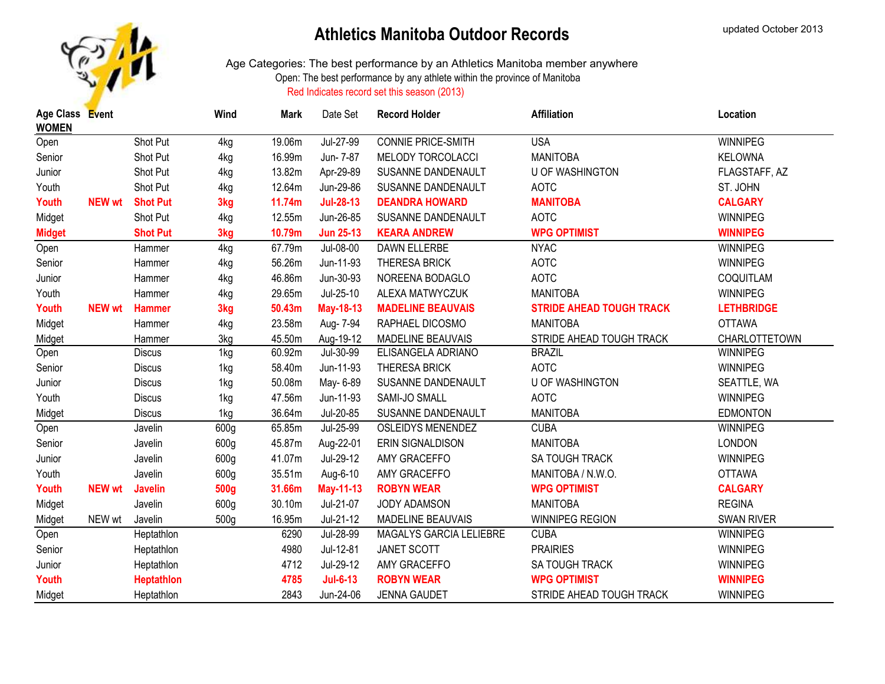# Athletics Manitoba Outdoor Records

updated October 2013

Age Categories: The best performance by an Athletics Manitoba member anywhere

Open: The best performance by any athlete within the province of Manitoba

Red Indicates record set this season (2013)

| Age Class | Event | | Wind | Mark | Date Set | Record Holder | Affiliation | Location |
|---|---|---|---|---|---|---|---|---|
| **WOMEN** | | | | | | | | |
| Open | | Shot Put | 4kg | 19.06m | Jul-27-99 | CONNIE PRICE-SMITH | USA | WINNIPEG |
| Senior | | Shot Put | 4kg | 16.99m | Jun- 7-87 | MELODY TORCOLACCI | MANITOBA | KELOWNA |
| Junior | | Shot Put | 4kg | 13.82m | Apr-29-89 | SUSANNE DANDENAULT | U OF WASHINGTON | FLAGSTAFF, AZ |
| Youth | | Shot Put | 4kg | 12.64m | Jun-29-86 | SUSANNE DANDENAULT | AOTC | ST. JOHN |
| **Youth** | **NEW wt** | **Shot Put** | **3kg** | **11.74m** | **Jul-28-13** | **DEANDRA HOWARD** | **MANITOBA** | **CALGARY** |
| Midget | | Shot Put | 4kg | 12.55m | Jun-26-85 | SUSANNE DANDENAULT | AOTC | WINNIPEG |
| **Midget** | | **Shot Put** | **3kg** | **10.79m** | **Jun 25-13** | **KEARA ANDREW** | **WPG OPTIMIST** | **WINNIPEG** |
| Open | | Hammer | 4kg | 67.79m | Jul-08-00 | DAWN ELLERBE | NYAC | WINNIPEG |
| Senior | | Hammer | 4kg | 56.26m | Jun-11-93 | THERESA BRICK | AOTC | WINNIPEG |
| Junior | | Hammer | 4kg | 46.86m | Jun-30-93 | NOREENA BODAGLO | AOTC | COQUITLAM |
| Youth | | Hammer | 4kg | 29.65m | Jul-25-10 | ALEXA MATWYCZUK | MANITOBA | WINNIPEG |
| **Youth** | **NEW wt** | **Hammer** | **3kg** | **50.43m** | **May-18-13** | **MADELINE BEAUVAIS** | **STRIDE AHEAD TOUGH TRACK** | **LETHBRIDGE** |
| Midget | | Hammer | 4kg | 23.58m | Aug- 7-94 | RAPHAEL DICOSMO | MANITOBA | OTTAWA |
| Midget | | Hammer | 3kg | 45.50m | Aug-19-12 | MADELINE BEAUVAIS | STRIDE AHEAD TOUGH TRACK | CHARLOTTETOWN |
| Open | | Discus | 1kg | 60.92m | Jul-30-99 | ELISANGELA ADRIANO | BRAZIL | WINNIPEG |
| Senior | | Discus | 1kg | 58.40m | Jun-11-93 | THERESA BRICK | AOTC | WINNIPEG |
| Junior | | Discus | 1kg | 50.08m | May- 6-89 | SUSANNE DANDENAULT | U OF WASHINGTON | SEATTLE, WA |
| Youth | | Discus | 1kg | 47.56m | Jun-11-93 | SAMI-JO SMALL | AOTC | WINNIPEG |
| Midget | | Discus | 1kg | 36.64m | Jul-20-85 | SUSANNE DANDENAULT | MANITOBA | EDMONTON |
| Open | | Javelin | 600g | 65.85m | Jul-25-99 | OSLEIDYS MENENDEZ | CUBA | WINNIPEG |
| Senior | | Javelin | 600g | 45.87m | Aug-22-01 | ERIN SIGNALDISON | MANITOBA | LONDON |
| Junior | | Javelin | 600g | 41.07m | Jul-29-12 | AMY GRACEFFO | SA TOUGH TRACK | WINNIPEG |
| Youth | | Javelin | 600g | 35.51m | Aug-6-10 | AMY GRACEFFO | MANITOBA / N.W.O. | OTTAWA |
| **Youth** | **NEW wt** | **Javelin** | **500g** | **31.66m** | **May-11-13** | **ROBYN WEAR** | **WPG OPTIMIST** | **CALGARY** |
| Midget | | Javelin | 600g | 30.10m | Jul-21-07 | JODY ADAMSON | MANITOBA | REGINA |
| Midget | NEW wt | Javelin | 500g | 16.95m | Jul-21-12 | MADELINE BEAUVAIS | WINNIPEG REGION | SWAN RIVER |
| Open | | Heptathlon | | 6290 | Jul-28-99 | MAGALYS GARCIA LELIEBRE | CUBA | WINNIPEG |
| Senior | | Heptathlon | | 4980 | Jul-12-81 | JANET SCOTT | PRAIRIES | WINNIPEG |
| Junior | | Heptathlon | | 4712 | Jul-29-12 | AMY GRACEFFO | SA TOUGH TRACK | WINNIPEG |
| **Youth** | | **Heptathlon** | | **4785** | **Jul-6-13** | **ROBYN WEAR** | **WPG OPTIMIST** | **WINNIPEG** |
| Midget | | Heptathlon | | 2843 | Jun-24-06 | JENNA GAUDET | STRIDE AHEAD TOUGH TRACK | WINNIPEG |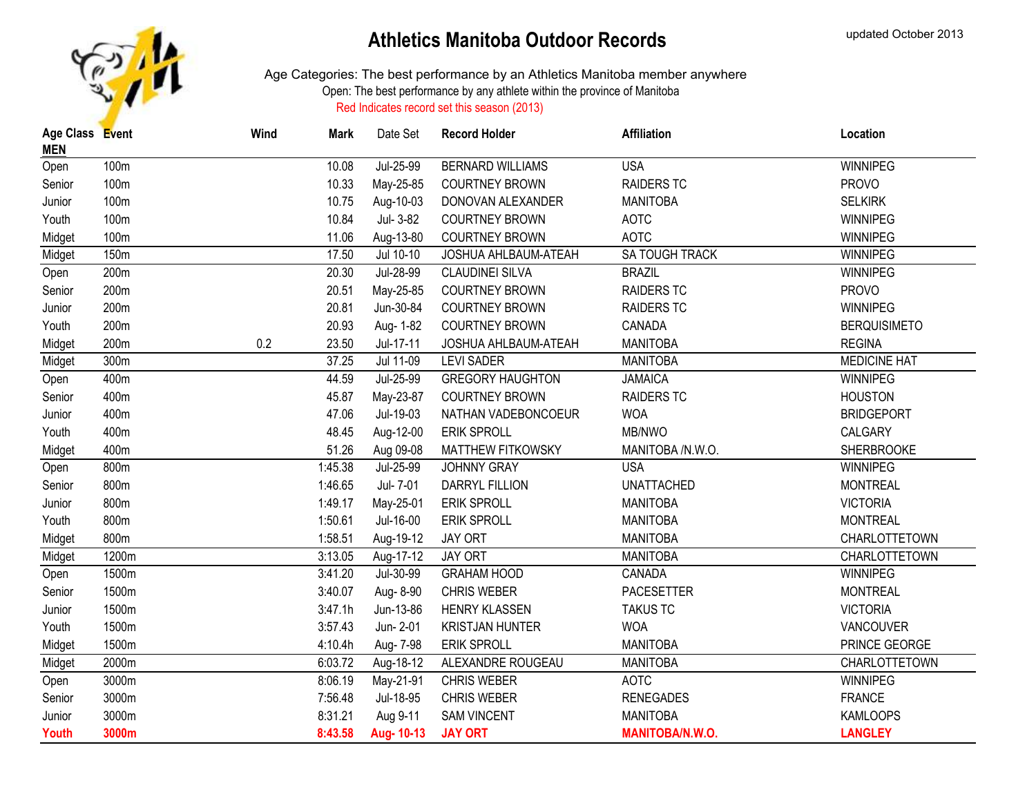# Athletics Manitoba Outdoor Records

updated October 2013

Age Categories: The best performance by an Athletics Manitoba member anywhere

Open: The best performance by any athlete within the province of Manitoba

Red Indicates record set this season (2013)

| Age Class | Event | Wind | Mark | Date Set | Record Holder | Affiliation | Location |
|---|---|---|---|---|---|---|---|
| **MEN** | | | | | | | |
| Open | 100m | | 10.08 | Jul-25-99 | BERNARD WILLIAMS | USA | WINNIPEG |
| Senior | 100m | | 10.33 | May-25-85 | COURTNEY BROWN | RAIDERS TC | PROVO |
| Junior | 100m | | 10.75 | Aug-10-03 | DONOVAN ALEXANDER | MANITOBA | SELKIRK |
| Youth | 100m | | 10.84 | Jul- 3-82 | COURTNEY BROWN | AOTC | WINNIPEG |
| Midget | 100m | | 11.06 | Aug-13-80 | COURTNEY BROWN | AOTC | WINNIPEG |
| Midget | 150m | | 17.50 | Jul 10-10 | JOSHUA AHLBAUM-ATEAH | SA TOUGH TRACK | WINNIPEG |
| Open | 200m | | 20.30 | Jul-28-99 | CLAUDINEI SILVA | BRAZIL | WINNIPEG |
| Senior | 200m | | 20.51 | May-25-85 | COURTNEY BROWN | RAIDERS TC | PROVO |
| Junior | 200m | | 20.81 | Jun-30-84 | COURTNEY BROWN | RAIDERS TC | WINNIPEG |
| Youth | 200m | | 20.93 | Aug- 1-82 | COURTNEY BROWN | CANADA | BERQUISIMETO |
| Midget | 200m | 0.2 | 23.50 | Jul-17-11 | JOSHUA AHLBAUM-ATEAH | MANITOBA | REGINA |
| Midget | 300m | | 37.25 | Jul 11-09 | LEVI SADER | MANITOBA | MEDICINE HAT |
| Open | 400m | | 44.59 | Jul-25-99 | GREGORY HAUGHTON | JAMAICA | WINNIPEG |
| Senior | 400m | | 45.87 | May-23-87 | COURTNEY BROWN | RAIDERS TC | HOUSTON |
| Junior | 400m | | 47.06 | Jul-19-03 | NATHAN VADEBONCOEUR | WOA | BRIDGEPORT |
| Youth | 400m | | 48.45 | Aug-12-00 | ERIK SPROLL | MB/NWO | CALGARY |
| Midget | 400m | | 51.26 | Aug 09-08 | MATTHEW FITKOWSKY | MANITOBA /N.W.O. | SHERBROOKE |
| Open | 800m | | 1:45.38 | Jul-25-99 | JOHNNY GRAY | USA | WINNIPEG |
| Senior | 800m | | 1:46.65 | Jul- 7-01 | DARRYL FILLION | UNATTACHED | MONTREAL |
| Junior | 800m | | 1:49.17 | May-25-01 | ERIK SPROLL | MANITOBA | VICTORIA |
| Youth | 800m | | 1:50.61 | Jul-16-00 | ERIK SPROLL | MANITOBA | MONTREAL |
| Midget | 800m | | 1:58.51 | Aug-19-12 | JAY ORT | MANITOBA | CHARLOTTETOWN |
| Midget | 1200m | | 3:13.05 | Aug-17-12 | JAY ORT | MANITOBA | CHARLOTTETOWN |
| Open | 1500m | | 3:41.20 | Jul-30-99 | GRAHAM HOOD | CANADA | WINNIPEG |
| Senior | 1500m | | 3:40.07 | Aug- 8-90 | CHRIS WEBER | PACESETTER | MONTREAL |
| Junior | 1500m | | 3:47.1h | Jun-13-86 | HENRY KLASSEN | TAKUS TC | VICTORIA |
| Youth | 1500m | | 3:57.43 | Jun- 2-01 | KRISTJAN HUNTER | WOA | VANCOUVER |
| Midget | 1500m | | 4:10.4h | Aug- 7-98 | ERIK SPROLL | MANITOBA | PRINCE GEORGE |
| Midget | 2000m | | 6:03.72 | Aug-18-12 | ALEXANDRE ROUGEAU | MANITOBA | CHARLOTTETOWN |
| Open | 3000m | | 8:06.19 | May-21-91 | CHRIS WEBER | AOTC | WINNIPEG |
| Senior | 3000m | | 7:56.48 | Jul-18-95 | CHRIS WEBER | RENEGADES | FRANCE |
| Junior | 3000m | | 8:31.21 | Aug 9-11 | SAM VINCENT | MANITOBA | KAMLOOPS |
| **Youth** | **3000m** | | **8:43.58** | **Aug- 10-13** | **JAY ORT** | **MANITOBA/N.W.O.** | **LANGLEY** |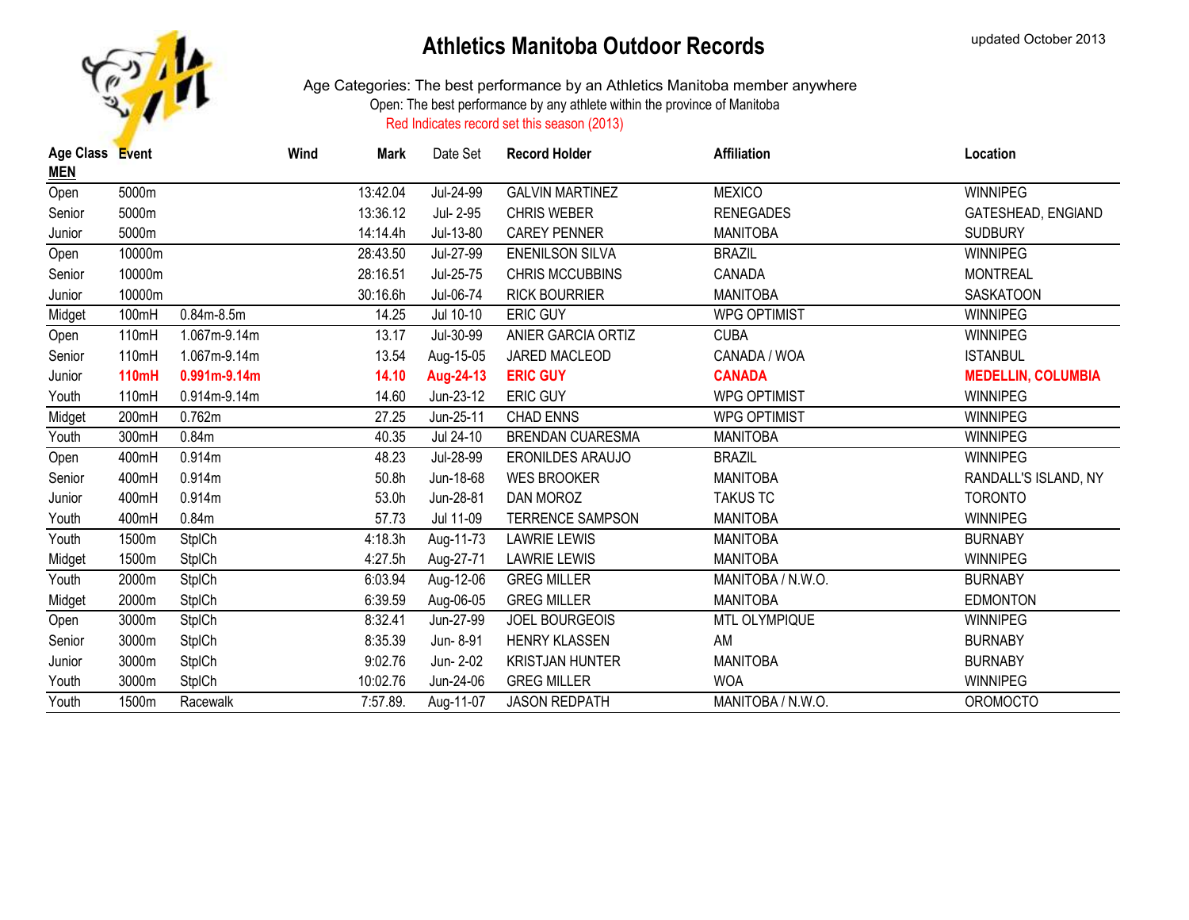# Athletics Manitoba Outdoor Records

updated October 2013

Age Categories: The best performance by an Athletics Manitoba member anywhere

Open: The best performance by any athlete within the province of Manitoba

Red Indicates record set this season (2013)

| Age Class | Event | | Wind | Mark | Date Set | Record Holder | Affiliation | Location |
|---|---|---|---|---|---|---|---|---|
| **MEN** | | | | | | | | |
| Open | 5000m | | | 13:42.04 | Jul-24-99 | GALVIN MARTINEZ | MEXICO | WINNIPEG |
| Senior | 5000m | | | 13:36.12 | Jul- 2-95 | CHRIS WEBER | RENEGADES | GATESHEAD, ENGIAND |
| Junior | 5000m | | | 14:14.4h | Jul-13-80 | CAREY PENNER | MANITOBA | SUDBURY |
| Open | 10000m | | | 28:43.50 | Jul-27-99 | ENENILSON SILVA | BRAZIL | WINNIPEG |
| Senior | 10000m | | | 28:16.51 | Jul-25-75 | CHRIS MCCUBBINS | CANADA | MONTREAL |
| Junior | 10000m | | | 30:16.6h | Jul-06-74 | RICK BOURRIER | MANITOBA | SASKATOON |
| Midget | 100mH | 0.84m-8.5m | | 14.25 | Jul 10-10 | ERIC GUY | WPG OPTIMIST | WINNIPEG |
| Open | 110mH | 1.067m-9.14m | | 13.17 | Jul-30-99 | ANIER GARCIA ORTIZ | CUBA | WINNIPEG |
| Senior | 110mH | 1.067m-9.14m | | 13.54 | Aug-15-05 | JARED MACLEOD | CANADA / WOA | ISTANBUL |
| Junior | **110mH** | **0.991m-9.14m** | | **14.10** | **Aug-24-13** | **ERIC GUY** | **CANADA** | **MEDELLIN, COLUMBIA** |
| Youth | 110mH | 0.914m-9.14m | | 14.60 | Jun-23-12 | ERIC GUY | WPG OPTIMIST | WINNIPEG |
| Midget | 200mH | 0.762m | | 27.25 | Jun-25-11 | CHAD ENNS | WPG OPTIMIST | WINNIPEG |
| Youth | 300mH | 0.84m | | 40.35 | Jul 24-10 | BRENDAN CUARESMA | MANITOBA | WINNIPEG |
| Open | 400mH | 0.914m | | 48.23 | Jul-28-99 | ERONILDES ARAUJO | BRAZIL | WINNIPEG |
| Senior | 400mH | 0.914m | | 50.8h | Jun-18-68 | WES BROOKER | MANITOBA | RANDALL'S ISLAND, NY |
| Junior | 400mH | 0.914m | | 53.0h | Jun-28-81 | DAN MOROZ | TAKUS TC | TORONTO |
| Youth | 400mH | 0.84m | | 57.73 | Jul 11-09 | TERRENCE SAMPSON | MANITOBA | WINNIPEG |
| Youth | 1500m | StplCh | | 4:18.3h | Aug-11-73 | LAWRIE LEWIS | MANITOBA | BURNABY |
| Midget | 1500m | StplCh | | 4:27.5h | Aug-27-71 | LAWRIE LEWIS | MANITOBA | WINNIPEG |
| Youth | 2000m | StplCh | | 6:03.94 | Aug-12-06 | GREG MILLER | MANITOBA / N.W.O. | BURNABY |
| Midget | 2000m | StplCh | | 6:39.59 | Aug-06-05 | GREG MILLER | MANITOBA | EDMONTON |
| Open | 3000m | StplCh | | 8:32.41 | Jun-27-99 | JOEL BOURGEOIS | MTL OLYMPIQUE | WINNIPEG |
| Senior | 3000m | StplCh | | 8:35.39 | Jun- 8-91 | HENRY KLASSEN | AM | BURNABY |
| Junior | 3000m | StplCh | | 9:02.76 | Jun- 2-02 | KRISTJAN HUNTER | MANITOBA | BURNABY |
| Youth | 3000m | StplCh | | 10:02.76 | Jun-24-06 | GREG MILLER | WOA | WINNIPEG |
| Youth | 1500m | Racewalk | | 7:57.89. | Aug-11-07 | JASON REDPATH | MANITOBA / N.W.O. | OROMOCTO |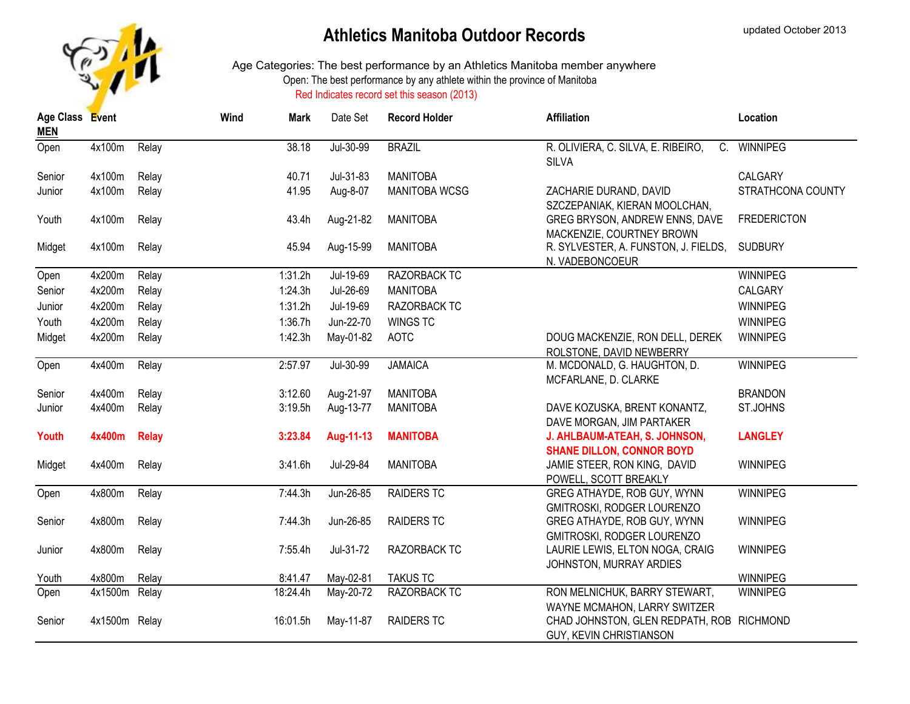# Athletics Manitoba Outdoor Records

updated October 2013

Age Categories: The best performance by an Athletics Manitoba member anywhere

Open: The best performance by any athlete within the province of Manitoba

Red Indicates record set this season (2013)

**MEN**

| Age Class | Event | | Wind | Mark | Date Set | Record Holder | Affiliation | Location |
|---|---|---|---|---|---|---|---|---|
| Open | 4x100m | Relay | | 38.18 | Jul-30-99 | BRAZIL | R. OLIVIERA, C. SILVA, E. RIBEIRO, C. SILVA | WINNIPEG |
| Senior | 4x100m | Relay | | 40.71 | Jul-31-83 | MANITOBA | | CALGARY |
| Junior | 4x100m | Relay | | 41.95 | Aug-8-07 | MANITOBA WCSG | ZACHARIE DURAND, DAVID SZCZEPANIAK, KIERAN MOOLCHAN, | STRATHCONA COUNTY |
| Youth | 4x100m | Relay | | 43.4h | Aug-21-82 | MANITOBA | GREG BRYSON, ANDREW ENNS, DAVE MACKENZIE, COURTNEY BROWN | FREDERICTON |
| Midget | 4x100m | Relay | | 45.94 | Aug-15-99 | MANITOBA | R. SYLVESTER, A. FUNSTON, J. FIELDS, N. VADEBONCOEUR | SUDBURY |
| Open | 4x200m | Relay | | 1:31.2h | Jul-19-69 | RAZORBACK TC | | WINNIPEG |
| Senior | 4x200m | Relay | | 1:24.3h | Jul-26-69 | MANITOBA | | CALGARY |
| Junior | 4x200m | Relay | | 1:31.2h | Jul-19-69 | RAZORBACK TC | | WINNIPEG |
| Youth | 4x200m | Relay | | 1:36.7h | Jun-22-70 | WINGS TC | | WINNIPEG |
| Midget | 4x200m | Relay | | 1:42.3h | May-01-82 | AOTC | DOUG MACKENZIE, RON DELL, DEREK ROLSTONE, DAVID NEWBERRY | WINNIPEG |
| Open | 4x400m | Relay | | 2:57.97 | Jul-30-99 | JAMAICA | M. MCDONALD, G. HAUGHTON, D. MCFARLANE, D. CLARKE | WINNIPEG |
| Senior | 4x400m | Relay | | 3:12.60 | Aug-21-97 | MANITOBA | | BRANDON |
| Junior | 4x400m | Relay | | 3:19.5h | Aug-13-77 | MANITOBA | DAVE KOZUSKA, BRENT KONANTZ, DAVE MORGAN, JIM PARTAKER | ST.JOHNS |
| **Youth** | **4x400m** | **Relay** | | **3:23.84** | **Aug-11-13** | **MANITOBA** | **J. AHLBAUM-ATEAH, S. JOHNSON, SHANE DILLON, CONNOR BOYD** | **LANGLEY** |
| Midget | 4x400m | Relay | | 3:41.6h | Jul-29-84 | MANITOBA | JAMIE STEER, RON KING, DAVID POWELL, SCOTT BREAKLY | WINNIPEG |
| Open | 4x800m | Relay | | 7:44.3h | Jun-26-85 | RAIDERS TC | GREG ATHAYDE, ROB GUY, WYNN GMITROSKI, RODGER LOURENZO | WINNIPEG |
| Senior | 4x800m | Relay | | 7:44.3h | Jun-26-85 | RAIDERS TC | GREG ATHAYDE, ROB GUY, WYNN GMITROSKI, RODGER LOURENZO | WINNIPEG |
| Junior | 4x800m | Relay | | 7:55.4h | Jul-31-72 | RAZORBACK TC | LAURIE LEWIS, ELTON NOGA, CRAIG JOHNSTON, MURRAY ARDIES | WINNIPEG |
| Youth | 4x800m | Relay | | 8:41.47 | May-02-81 | TAKUS TC | | WINNIPEG |
| Open | 4x1500m | Relay | | 18:24.4h | May-20-72 | RAZORBACK TC | RON MELNICHUK, BARRY STEWART, WAYNE MCMAHON, LARRY SWITZER | WINNIPEG |
| Senior | 4x1500m | Relay | | 16:01.5h | May-11-87 | RAIDERS TC | CHAD JOHNSTON, GLEN REDPATH, ROB GUY, KEVIN CHRISTIANSON | RICHMOND |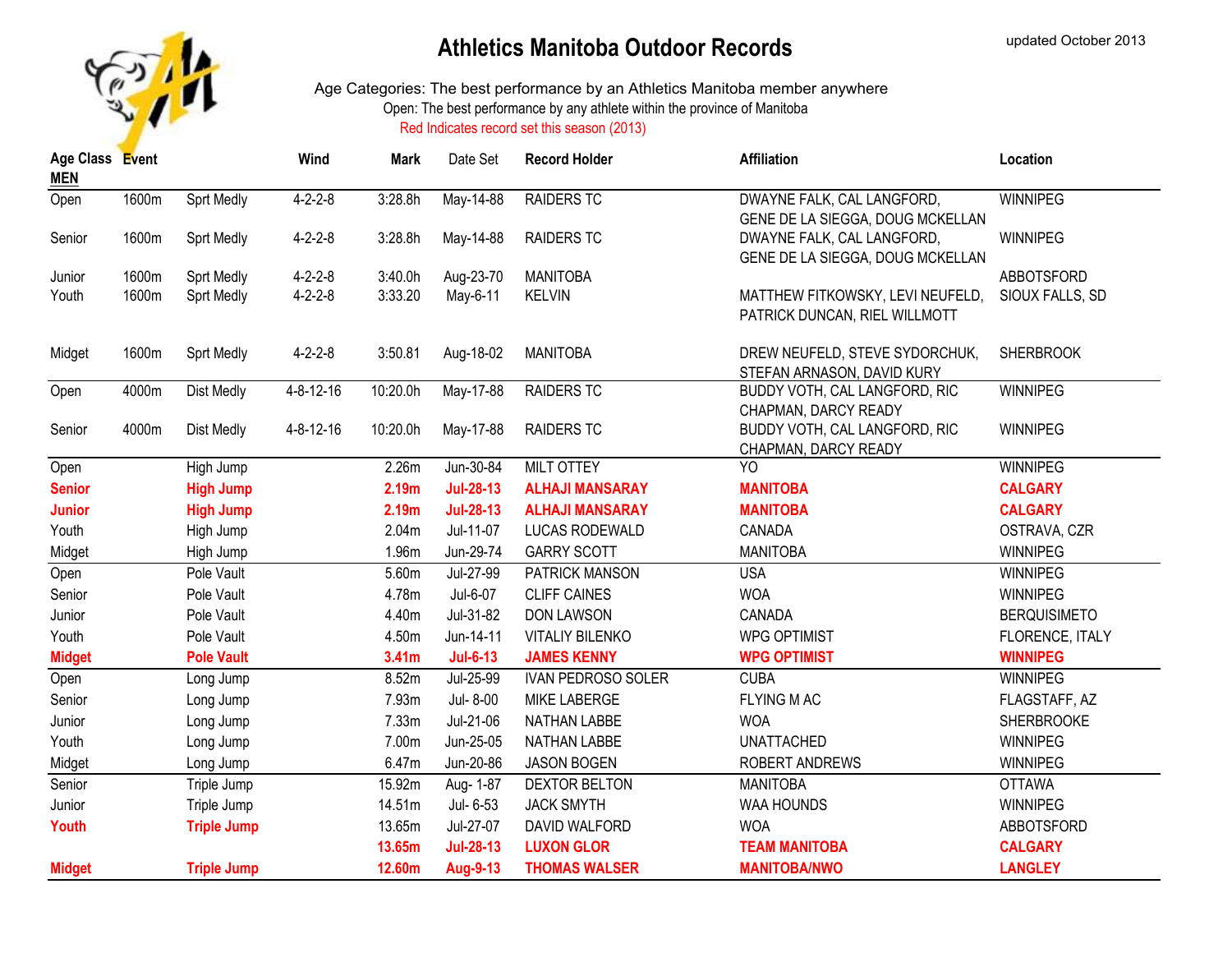# Athletics Manitoba Outdoor Records

updated October 2013

Age Categories: The best performance by an Athletics Manitoba member anywhere

Open: The best performance by any athlete within the province of Manitoba

Red Indicates record set this season (2013)

| Age Class | Event | | Wind | Mark | Date Set | Record Holder | Affiliation | Location |
|---|---|---|---|---|---|---|---|---|
| **MEN** | | | | | | | | |
| Open | 1600m | Sprt Medly | 4-2-2-8 | 3:28.8h | May-14-88 | RAIDERS TC | DWAYNE FALK, CAL LANGFORD, GENE DE LA SIEGGA, DOUG MCKELLAN | WINNIPEG |
| Senior | 1600m | Sprt Medly | 4-2-2-8 | 3:28.8h | May-14-88 | RAIDERS TC | DWAYNE FALK, CAL LANGFORD, GENE DE LA SIEGGA, DOUG MCKELLAN | WINNIPEG |
| Junior | 1600m | Sprt Medly | 4-2-2-8 | 3:40.0h | Aug-23-70 | MANITOBA | | ABBOTSFORD |
| Youth | 1600m | Sprt Medly | 4-2-2-8 | 3:33.20 | May-6-11 | KELVIN | MATTHEW FITKOWSKY, LEVI NEUFELD, PATRICK DUNCAN, RIEL WILLMOTT | SIOUX FALLS, SD |
| Midget | 1600m | Sprt Medly | 4-2-2-8 | 3:50.81 | Aug-18-02 | MANITOBA | DREW NEUFELD, STEVE SYDORCHUK, STEFAN ARNASON, DAVID KURY | SHERBROOK |
| Open | 4000m | Dist Medly | 4-8-12-16 | 10:20.0h | May-17-88 | RAIDERS TC | BUDDY VOTH, CAL LANGFORD, RIC CHAPMAN, DARCY READY | WINNIPEG |
| Senior | 4000m | Dist Medly | 4-8-12-16 | 10:20.0h | May-17-88 | RAIDERS TC | BUDDY VOTH, CAL LANGFORD, RIC CHAPMAN, DARCY READY | WINNIPEG |
| Open | | High Jump | | 2.26m | Jun-30-84 | MILT OTTEY | YO | WINNIPEG |
| **Senior** | | **High Jump** | | **2.19m** | **Jul-28-13** | **ALHAJI MANSARAY** | **MANITOBA** | **CALGARY** |
| **Junior** | | **High Jump** | | **2.19m** | **Jul-28-13** | **ALHAJI MANSARAY** | **MANITOBA** | **CALGARY** |
| Youth | | High Jump | | 2.04m | Jul-11-07 | LUCAS RODEWALD | CANADA | OSTRAVA, CZR |
| Midget | | High Jump | | 1.96m | Jun-29-74 | GARRY SCOTT | MANITOBA | WINNIPEG |
| Open | | Pole Vault | | 5.60m | Jul-27-99 | PATRICK MANSON | USA | WINNIPEG |
| Senior | | Pole Vault | | 4.78m | Jul-6-07 | CLIFF CAINES | WOA | WINNIPEG |
| Junior | | Pole Vault | | 4.40m | Jul-31-82 | DON LAWSON | CANADA | BERQUISIMETO |
| Youth | | Pole Vault | | 4.50m | Jun-14-11 | VITALIY BILENKO | WPG OPTIMIST | FLORENCE, ITALY |
| **Midget** | | **Pole Vault** | | **3.41m** | **Jul-6-13** | **JAMES KENNY** | **WPG OPTIMIST** | **WINNIPEG** |
| Open | | Long Jump | | 8.52m | Jul-25-99 | IVAN PEDROSO SOLER | CUBA | WINNIPEG |
| Senior | | Long Jump | | 7.93m | Jul- 8-00 | MIKE LABERGE | FLYING M AC | FLAGSTAFF, AZ |
| Junior | | Long Jump | | 7.33m | Jul-21-06 | NATHAN LABBE | WOA | SHERBROOKE |
| Youth | | Long Jump | | 7.00m | Jun-25-05 | NATHAN LABBE | UNATTACHED | WINNIPEG |
| Midget | | Long Jump | | 6.47m | Jun-20-86 | JASON BOGEN | ROBERT ANDREWS | WINNIPEG |
| Senior | | Triple Jump | | 15.92m | Aug- 1-87 | DEXTOR BELTON | MANITOBA | OTTAWA |
| Junior | | Triple Jump | | 14.51m | Jul- 6-53 | JACK SMYTH | WAA HOUNDS | WINNIPEG |
| **Youth** | | **Triple Jump** | | 13.65m | Jul-27-07 | DAVID WALFORD | WOA | ABBOTSFORD |
| | | | | **13.65m** | **Jul-28-13** | **LUXON GLOR** | **TEAM MANITOBA** | **CALGARY** |
| **Midget** | | **Triple Jump** | | **12.60m** | **Aug-9-13** | **THOMAS WALSER** | **MANITOBA/NWO** | **LANGLEY** |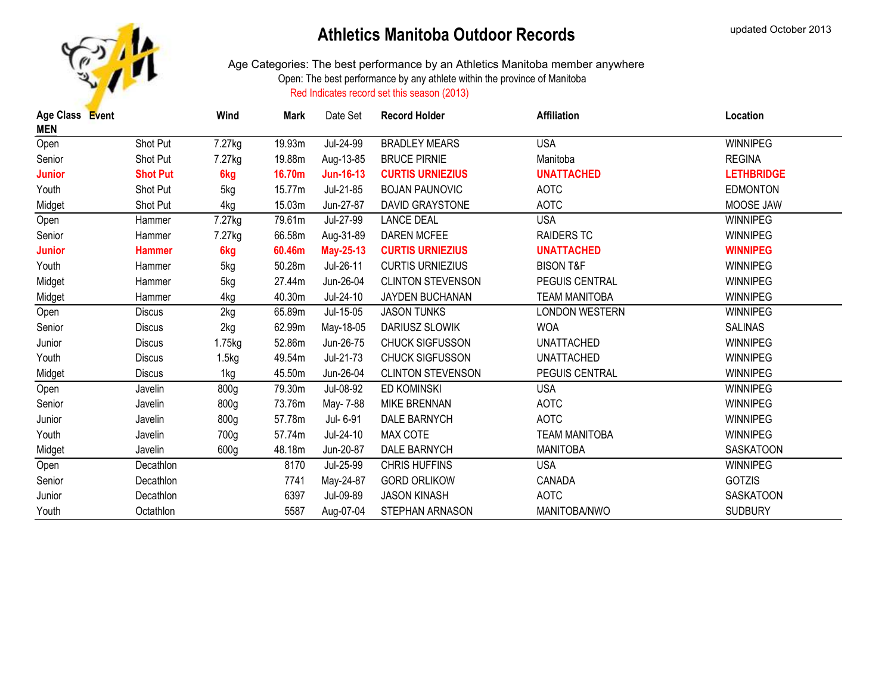# Athletics Manitoba Outdoor Records

updated October 2013

Age Categories: The best performance by an Athletics Manitoba member anywhere

Open: The best performance by any athlete within the province of Manitoba

Red Indicates record set this season (2013)

| Age Class | Event | Wind | Mark | Date Set | Record Holder | Affiliation | Location |
|---|---|---|---|---|---|---|---|
| **MEN** | | | | | | | |
| Open | Shot Put | 7.27kg | 19.93m | Jul-24-99 | BRADLEY MEARS | USA | WINNIPEG |
| Senior | Shot Put | 7.27kg | 19.88m | Aug-13-85 | BRUCE PIRNIE | Manitoba | REGINA |
| **Junior** | **Shot Put** | **6kg** | **16.70m** | **Jun-16-13** | **CURTIS URNIEZIUS** | **UNATTACHED** | **LETHBRIDGE** |
| Youth | Shot Put | 5kg | 15.77m | Jul-21-85 | BOJAN PAUNOVIC | AOTC | EDMONTON |
| Midget | Shot Put | 4kg | 15.03m | Jun-27-87 | DAVID GRAYSTONE | AOTC | MOOSE JAW |
| Open | Hammer | 7.27kg | 79.61m | Jul-27-99 | LANCE DEAL | USA | WINNIPEG |
| Senior | Hammer | 7.27kg | 66.58m | Aug-31-89 | DAREN MCFEE | RAIDERS TC | WINNIPEG |
| **Junior** | **Hammer** | **6kg** | **60.46m** | **May-25-13** | **CURTIS URNIEZIUS** | **UNATTACHED** | **WINNIPEG** |
| Youth | Hammer | 5kg | 50.28m | Jul-26-11 | CURTIS URNIEZIUS | BISON T&F | WINNIPEG |
| Midget | Hammer | 5kg | 27.44m | Jun-26-04 | CLINTON STEVENSON | PEGUIS CENTRAL | WINNIPEG |
| Midget | Hammer | 4kg | 40.30m | Jul-24-10 | JAYDEN BUCHANAN | TEAM MANITOBA | WINNIPEG |
| Open | Discus | 2kg | 65.89m | Jul-15-05 | JASON TUNKS | LONDON WESTERN | WINNIPEG |
| Senior | Discus | 2kg | 62.99m | May-18-05 | DARIUSZ SLOWIK | WOA | SALINAS |
| Junior | Discus | 1.75kg | 52.86m | Jun-26-75 | CHUCK SIGFUSSON | UNATTACHED | WINNIPEG |
| Youth | Discus | 1.5kg | 49.54m | Jul-21-73 | CHUCK SIGFUSSON | UNATTACHED | WINNIPEG |
| Midget | Discus | 1kg | 45.50m | Jun-26-04 | CLINTON STEVENSON | PEGUIS CENTRAL | WINNIPEG |
| Open | Javelin | 800g | 79.30m | Jul-08-92 | ED KOMINSKI | USA | WINNIPEG |
| Senior | Javelin | 800g | 73.76m | May- 7-88 | MIKE BRENNAN | AOTC | WINNIPEG |
| Junior | Javelin | 800g | 57.78m | Jul- 6-91 | DALE BARNYCH | AOTC | WINNIPEG |
| Youth | Javelin | 700g | 57.74m | Jul-24-10 | MAX COTE | TEAM MANITOBA | WINNIPEG |
| Midget | Javelin | 600g | 48.18m | Jun-20-87 | DALE BARNYCH | MANITOBA | SASKATOON |
| Open | Decathlon | | 8170 | Jul-25-99 | CHRIS HUFFINS | USA | WINNIPEG |
| Senior | Decathlon | | 7741 | May-24-87 | GORD ORLIKOW | CANADA | GOTZIS |
| Junior | Decathlon | | 6397 | Jul-09-89 | JASON KINASH | AOTC | SASKATOON |
| Youth | Octathlon | | 5587 | Aug-07-04 | STEPHAN ARNASON | MANITOBA/NWO | SUDBURY |